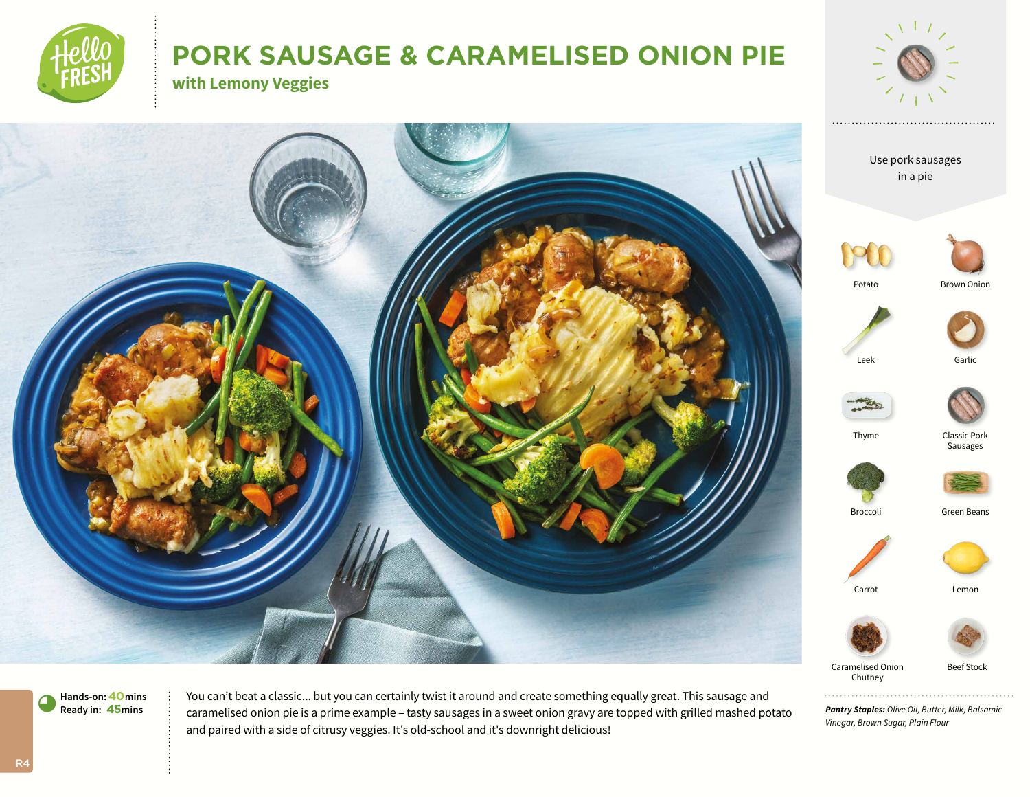# PORK SAUSAGE & CARAMELISED ONION PIE

## with Lemony Veggies

Use pork sausages in a pie

- Potato
- Brown Onion
- Leek
- Garlic
- Thyme
- Classic Pork Sausages
- Broccoli
- Green Beans
- Carrot
- Lemon
- Caramelised Onion Chutney
- Beef Stock

***Pantry Staples:*** *Olive Oil, Butter, Milk, Balsamic Vinegar, Brown Sugar, Plain Flour*

**Hands-on:** **40** mins
**Ready in:** **45** mins

You can't beat a classic... but you can certainly twist it around and create something equally great. This sausage and caramelised onion pie is a prime example – tasty sausages in a sweet onion gravy are topped with grilled mashed potato and paired with a side of citrusy veggies. It's old-school and it's downright delicious!

R4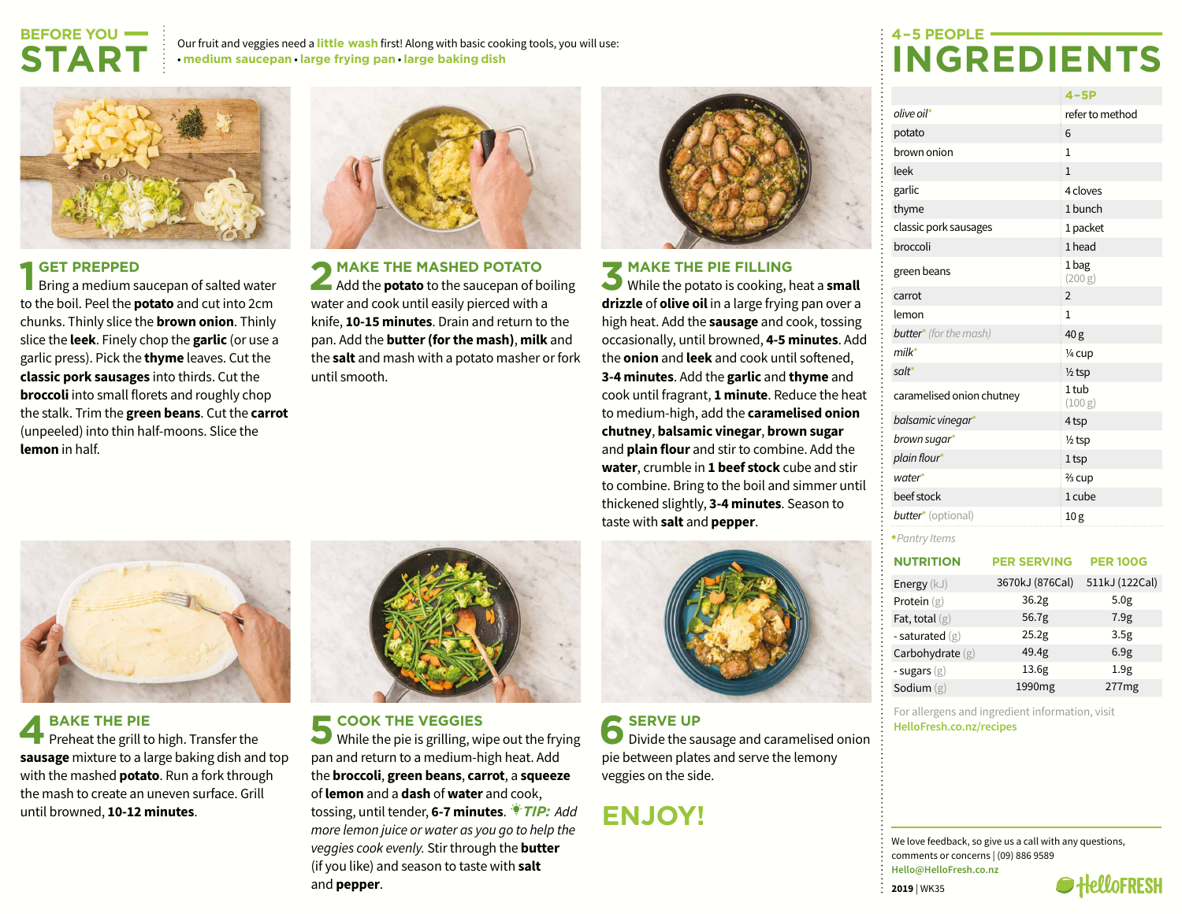## BEFORE YOU START

Our fruit and veggies need a **little wash** first! Along with basic cooking tools, you will use:
• **medium saucepan** • **large frying pan** • **large baking dish**

### 1 GET PREPPED

Bring a medium saucepan of salted water to the boil. Peel the **potato** and cut into 2cm chunks. Thinly slice the **brown onion**. Thinly slice the **leek**. Finely chop the **garlic** (or use a garlic press). Pick the **thyme** leaves. Cut the **classic pork sausages** into thirds. Cut the **broccoli** into small florets and roughly chop the stalk. Trim the **green beans**. Cut the **carrot** (unpeeled) into thin half-moons. Slice the **lemon** in half.

### 2 MAKE THE MASHED POTATO

Add the **potato** to the saucepan of boiling water and cook until easily pierced with a knife, **10-15 minutes**. Drain and return to the pan. Add the **butter (for the mash)**, **milk** and the **salt** and mash with a potato masher or fork until smooth.

### 3 MAKE THE PIE FILLING

While the potato is cooking, heat a **small drizzle** of **olive oil** in a large frying pan over a high heat. Add the **sausage** and cook, tossing occasionally, until browned, **4-5 minutes**. Add the **onion** and **leek** and cook until softened, **3-4 minutes**. Add the **garlic** and **thyme** and cook until fragrant, **1 minute**. Reduce the heat to medium-high, add the **caramelised onion chutney**, **balsamic vinegar**, **brown sugar** and **plain flour** and stir to combine. Add the **water**, crumble in **1 beef stock** cube and stir to combine. Bring to the boil and simmer until thickened slightly, **3-4 minutes**. Season to taste with **salt** and **pepper**.

### 4 BAKE THE PIE

Preheat the grill to high. Transfer the **sausage** mixture to a large baking dish and top with the mashed **potato**. Run a fork through the mash to create an uneven surface. Grill until browned, **10-12 minutes**.

### 5 COOK THE VEGGIES

While the pie is grilling, wipe out the frying pan and return to a medium-high heat. Add the **broccoli**, **green beans**, **carrot**, a **squeeze** of **lemon** and a **dash** of **water** and cook, tossing, until tender, **6-7 minutes**. ***TIP:*** *Add more lemon juice or water as you go to help the veggies cook evenly.* Stir through the **butter** (if you like) and season to taste with **salt** and **pepper**.

### 6 SERVE UP

Divide the sausage and caramelised onion pie between plates and serve the lemony veggies on the side.

## ENJOY!

## 4-5 PEOPLE INGREDIENTS

| | 4-5P |
|---|---|
| *olive oil** | refer to method |
| potato | 6 |
| brown onion | 1 |
| leek | 1 |
| garlic | 4 cloves |
| thyme | 1 bunch |
| classic pork sausages | 1 packet |
| broccoli | 1 head |
| green beans | 1 bag (200 g) |
| carrot | 2 |
| lemon | 1 |
| *butter* (for the mash)* | 40 g |
| *milk** | ¼ cup |
| *salt** | ½ tsp |
| caramelised onion chutney | 1 tub (100 g) |
| *balsamic vinegar** | 4 tsp |
| *brown sugar** | ½ tsp |
| *plain flour** | 1 tsp |
| *water** | ⅔ cup |
| beef stock | 1 cube |
| *butter** (optional) | 10 g |

**Pantry Items*

| NUTRITION | PER SERVING | PER 100G |
|---|---|---|
| Energy (kJ) | 3670kJ (876Cal) | 511kJ (122Cal) |
| Protein (g) | 36.2g | 5.0g |
| Fat, total (g) | 56.7g | 7.9g |
| - saturated (g) | 25.2g | 3.5g |
| Carbohydrate (g) | 49.4g | 6.9g |
| - sugars (g) | 13.6g | 1.9g |
| Sodium (g) | 1990mg | 277mg |

For allergens and ingredient information, visit **HelloFresh.co.nz/recipes**

We love feedback, so give us a call with any questions, comments or concerns | (09) 886 9589
**Hello@HelloFresh.co.nz**

**2019** | WK35

HelloFRESH